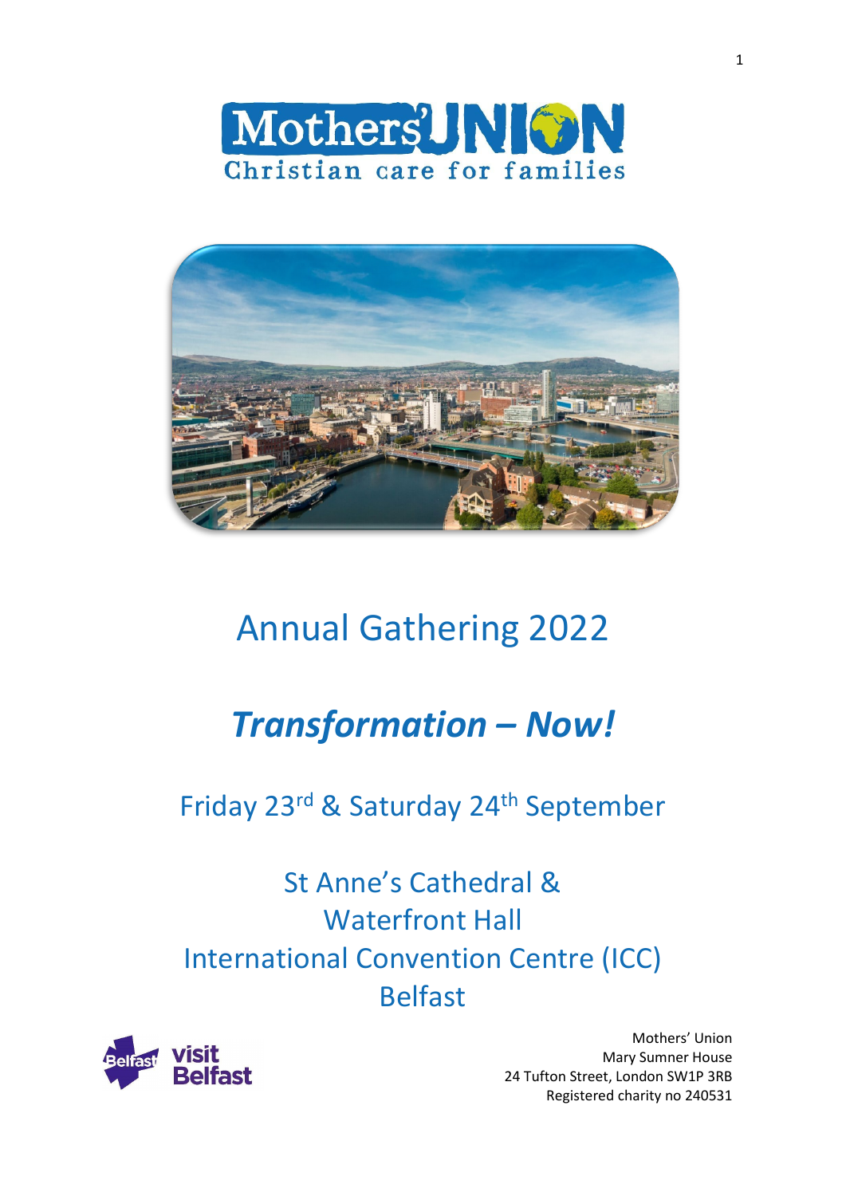Mothers' UNION

Christian care for families

# Annual Gathering 2022

## *Transformation – Now!*

Friday 23rd & Saturday 24th September

St Anne's Cathedral &
Waterfront Hall
International Convention Centre (ICC)
Belfast

visit Belfast

Mothers' Union
Mary Sumner House
24 Tufton Street, London SW1P 3RB
Registered charity no 240531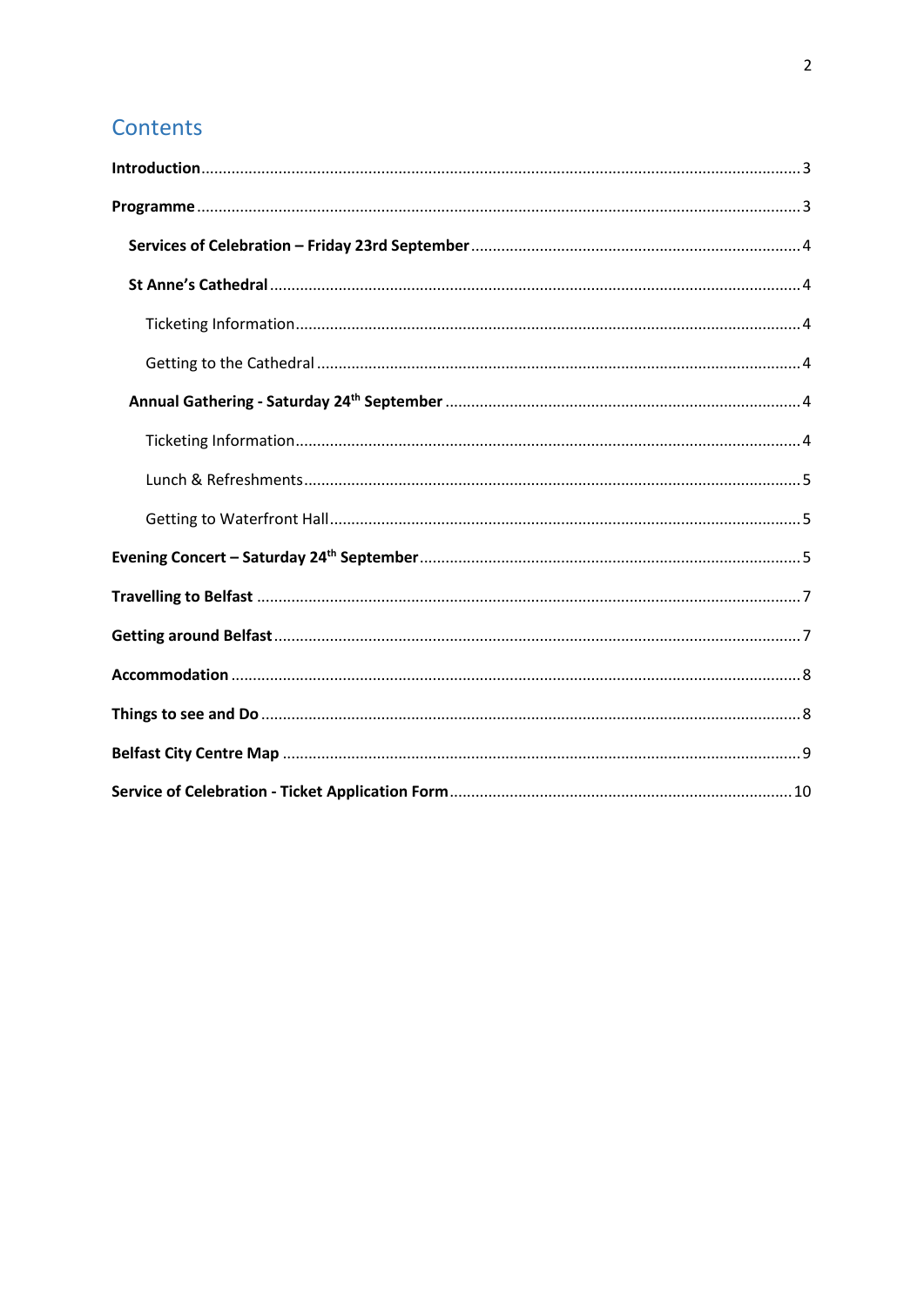## Contents

**Introduction** ... 3

**Programme** ... 3

- **Services of Celebration – Friday 23rd September** ... 4
- **St Anne's Cathedral** ... 4
  - Ticketing Information ... 4
  - Getting to the Cathedral ... 4
- **Annual Gathering - Saturday 24th September** ... 4
  - Ticketing Information ... 4
  - Lunch & Refreshments ... 5
  - Getting to Waterfront Hall ... 5

**Evening Concert – Saturday 24th September** ... 5

**Travelling to Belfast** ... 7

**Getting around Belfast** ... 7

**Accommodation** ... 8

**Things to see and Do** ... 8

**Belfast City Centre Map** ... 9

**Service of Celebration - Ticket Application Form** ... 10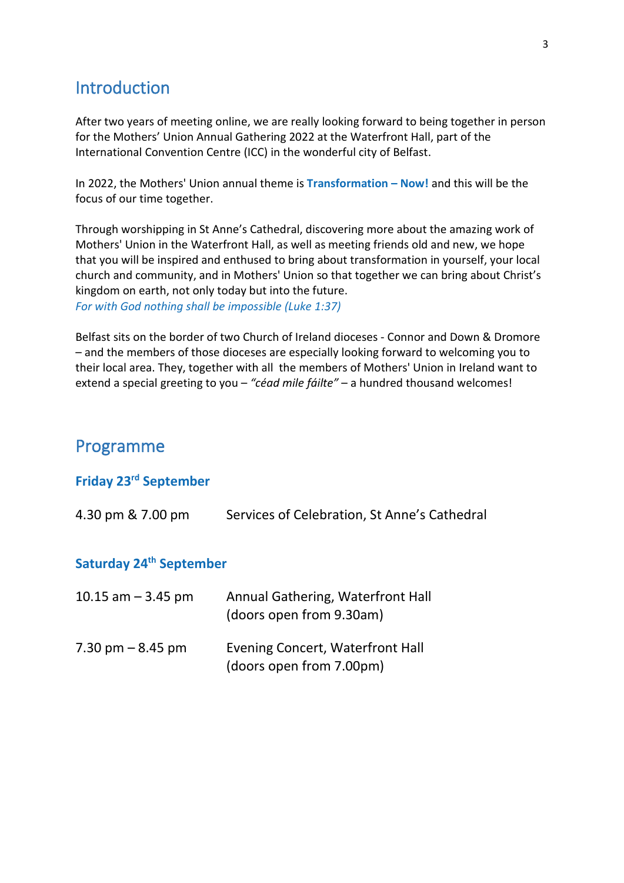## Introduction

After two years of meeting online, we are really looking forward to being together in person for the Mothers' Union Annual Gathering 2022 at the Waterfront Hall, part of the International Convention Centre (ICC) in the wonderful city of Belfast.

In 2022, the Mothers' Union annual theme is **Transformation – Now!** and this will be the focus of our time together.

Through worshipping in St Anne's Cathedral, discovering more about the amazing work of Mothers' Union in the Waterfront Hall, as well as meeting friends old and new, we hope that you will be inspired and enthused to bring about transformation in yourself, your local church and community, and in Mothers' Union so that together we can bring about Christ's kingdom on earth, not only today but into the future.
*For with God nothing shall be impossible (Luke 1:37)*

Belfast sits on the border of two Church of Ireland dioceses - Connor and Down & Dromore – and the members of those dioceses are especially looking forward to welcoming you to their local area. They, together with all the members of Mothers' Union in Ireland want to extend a special greeting to you – *"céad mile fáilte"* – a hundred thousand welcomes!

## Programme

### Friday 23rd September

| | |
|---|---|
| 4.30 pm & 7.00 pm | Services of Celebration, St Anne's Cathedral |

### Saturday 24th September

| | |
|---|---|
| 10.15 am – 3.45 pm | Annual Gathering, Waterfront Hall (doors open from 9.30am) |
| 7.30 pm – 8.45 pm | Evening Concert, Waterfront Hall (doors open from 7.00pm) |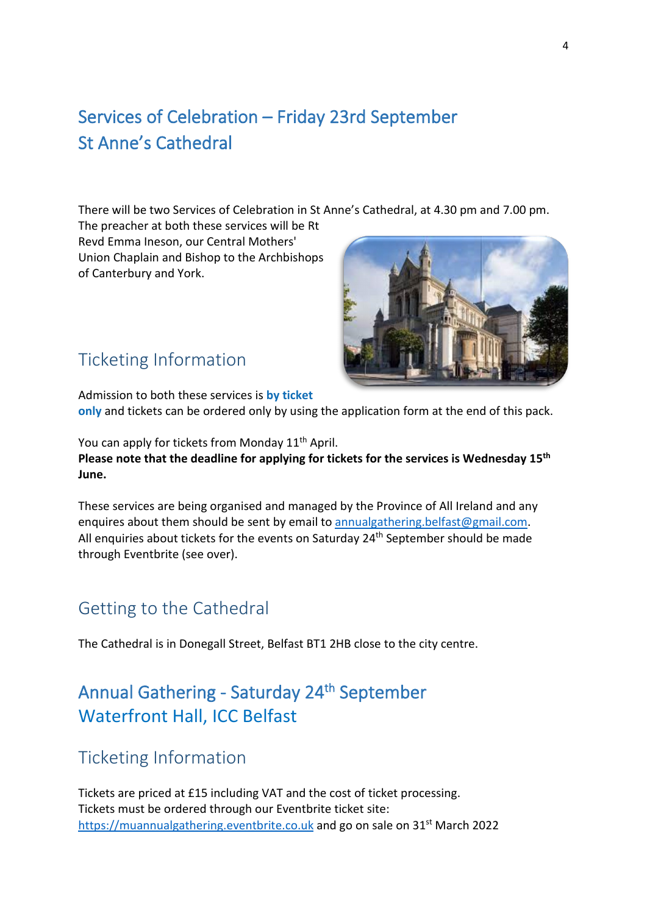## Services of Celebration – Friday 23rd September
## St Anne's Cathedral

There will be two Services of Celebration in St Anne's Cathedral, at 4.30 pm and 7.00 pm. The preacher at both these services will be Rt Revd Emma Ineson, our Central Mothers' Union Chaplain and Bishop to the Archbishops of Canterbury and York.

### Ticketing Information

Admission to both these services is **by ticket only** and tickets can be ordered only by using the application form at the end of this pack.

You can apply for tickets from Monday 11th April.
**Please note that the deadline for applying for tickets for the services is Wednesday 15th June.**

These services are being organised and managed by the Province of All Ireland and any enquires about them should be sent by email to annualgathering.belfast@gmail.com. All enquiries about tickets for the events on Saturday 24th September should be made through Eventbrite (see over).

### Getting to the Cathedral

The Cathedral is in Donegall Street, Belfast BT1 2HB close to the city centre.

## Annual Gathering - Saturday 24th September
## Waterfront Hall, ICC Belfast

### Ticketing Information

Tickets are priced at £15 including VAT and the cost of ticket processing.
Tickets must be ordered through our Eventbrite ticket site:
https://muannualgathering.eventbrite.co.uk and go on sale on 31st March 2022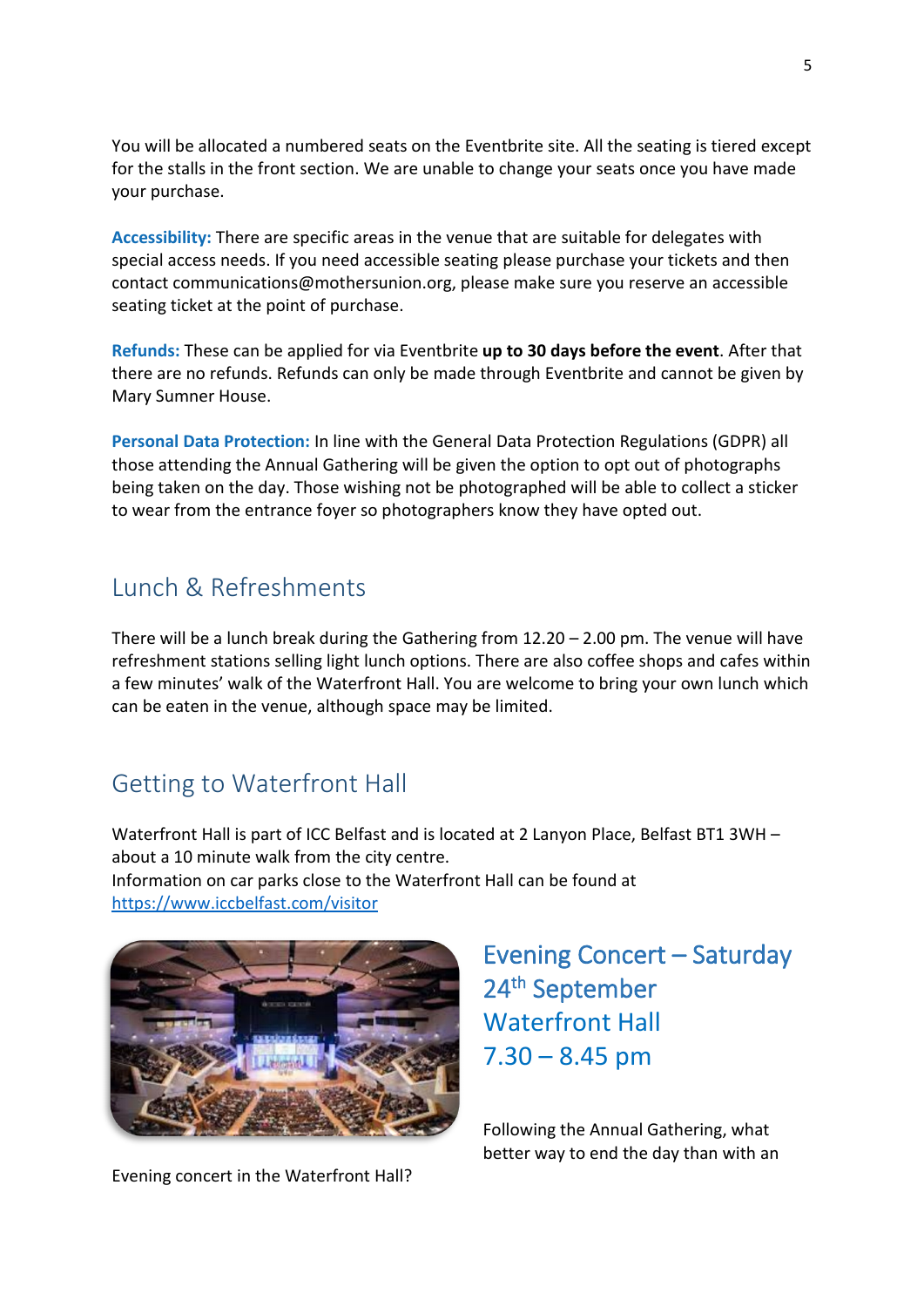You will be allocated a numbered seats on the Eventbrite site. All the seating is tiered except for the stalls in the front section. We are unable to change your seats once you have made your purchase.

**Accessibility:** There are specific areas in the venue that are suitable for delegates with special access needs. If you need accessible seating please purchase your tickets and then contact communications@mothersunion.org, please make sure you reserve an accessible seating ticket at the point of purchase.

**Refunds:** These can be applied for via Eventbrite **up to 30 days before the event**. After that there are no refunds. Refunds can only be made through Eventbrite and cannot be given by Mary Sumner House.

**Personal Data Protection:** In line with the General Data Protection Regulations (GDPR) all those attending the Annual Gathering will be given the option to opt out of photographs being taken on the day. Those wishing not be photographed will be able to collect a sticker to wear from the entrance foyer so photographers know they have opted out.

## Lunch & Refreshments

There will be a lunch break during the Gathering from 12.20 – 2.00 pm. The venue will have refreshment stations selling light lunch options. There are also coffee shops and cafes within a few minutes' walk of the Waterfront Hall. You are welcome to bring your own lunch which can be eaten in the venue, although space may be limited.

## Getting to Waterfront Hall

Waterfront Hall is part of ICC Belfast and is located at 2 Lanyon Place, Belfast BT1 3WH – about a 10 minute walk from the city centre.
Information on car parks close to the Waterfront Hall can be found at
https://www.iccbelfast.com/visitor

## Evening Concert – Saturday 24th September Waterfront Hall 7.30 – 8.45 pm

Following the Annual Gathering, what better way to end the day than with an Evening concert in the Waterfront Hall?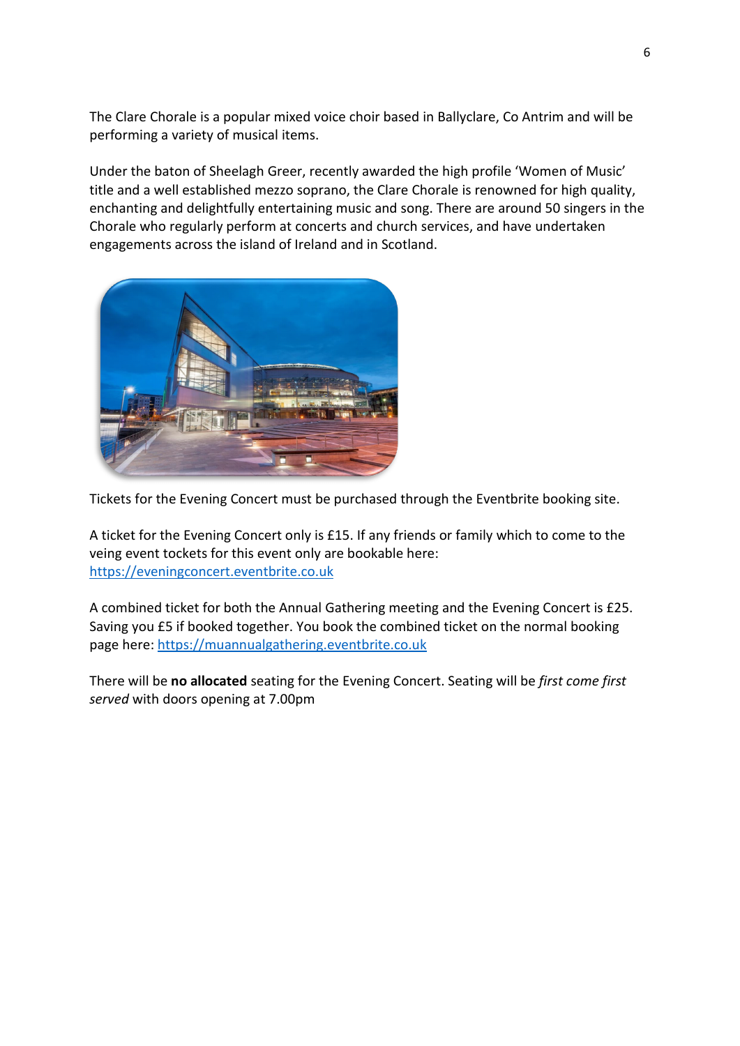The Clare Chorale is a popular mixed voice choir based in Ballyclare, Co Antrim and will be performing a variety of musical items.

Under the baton of Sheelagh Greer, recently awarded the high profile 'Women of Music' title and a well established mezzo soprano, the Clare Chorale is renowned for high quality, enchanting and delightfully entertaining music and song. There are around 50 singers in the Chorale who regularly perform at concerts and church services, and have undertaken engagements across the island of Ireland and in Scotland.

Tickets for the Evening Concert must be purchased through the Eventbrite booking site.

A ticket for the Evening Concert only is £15. If any friends or family which to come to the veing event tickets for this event only are bookable here: [https://eveningconcert.eventbrite.co.uk](https://eveningconcert.eventbrite.co.uk)

A combined ticket for both the Annual Gathering meeting and the Evening Concert is £25. Saving you £5 if booked together. You book the combined ticket on the normal booking page here: [https://muannualgathering.eventbrite.co.uk](https://muannualgathering.eventbrite.co.uk)

There will be **no allocated** seating for the Evening Concert. Seating will be *first come first served* with doors opening at 7.00pm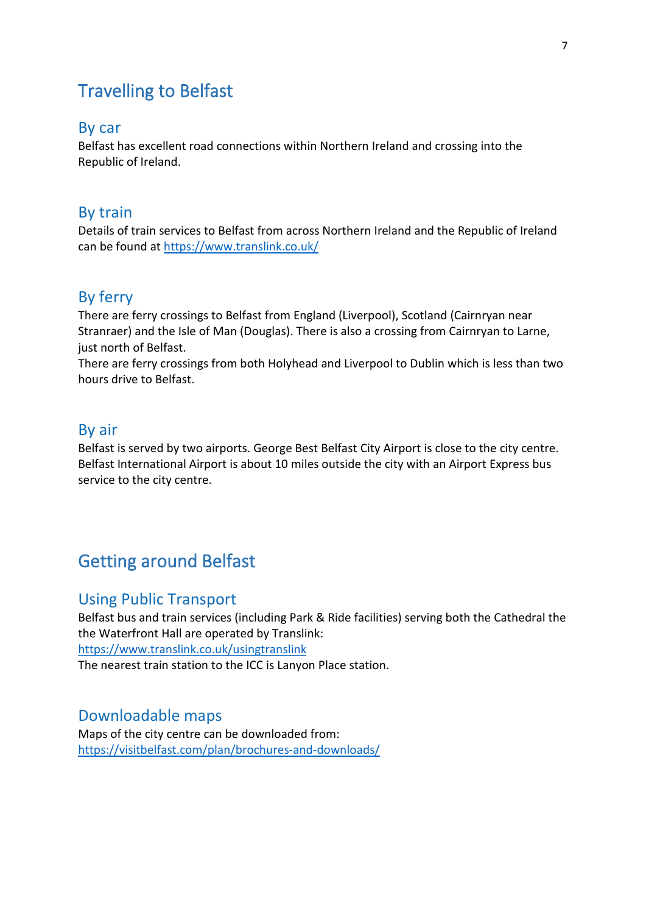## Travelling to Belfast

### By car

Belfast has excellent road connections within Northern Ireland and crossing into the Republic of Ireland.

### By train

Details of train services to Belfast from across Northern Ireland and the Republic of Ireland can be found at https://www.translink.co.uk/

### By ferry

There are ferry crossings to Belfast from England (Liverpool), Scotland (Cairnryan near Stranraer) and the Isle of Man (Douglas). There is also a crossing from Cairnryan to Larne, just north of Belfast.
There are ferry crossings from both Holyhead and Liverpool to Dublin which is less than two hours drive to Belfast.

### By air

Belfast is served by two airports. George Best Belfast City Airport is close to the city centre. Belfast International Airport is about 10 miles outside the city with an Airport Express bus service to the city centre.

## Getting around Belfast

### Using Public Transport

Belfast bus and train services (including Park & Ride facilities) serving both the Cathedral the the Waterfront Hall are operated by Translink:
https://www.translink.co.uk/usingtranslink
The nearest train station to the ICC is Lanyon Place station.

### Downloadable maps

Maps of the city centre can be downloaded from:
https://visitbelfast.com/plan/brochures-and-downloads/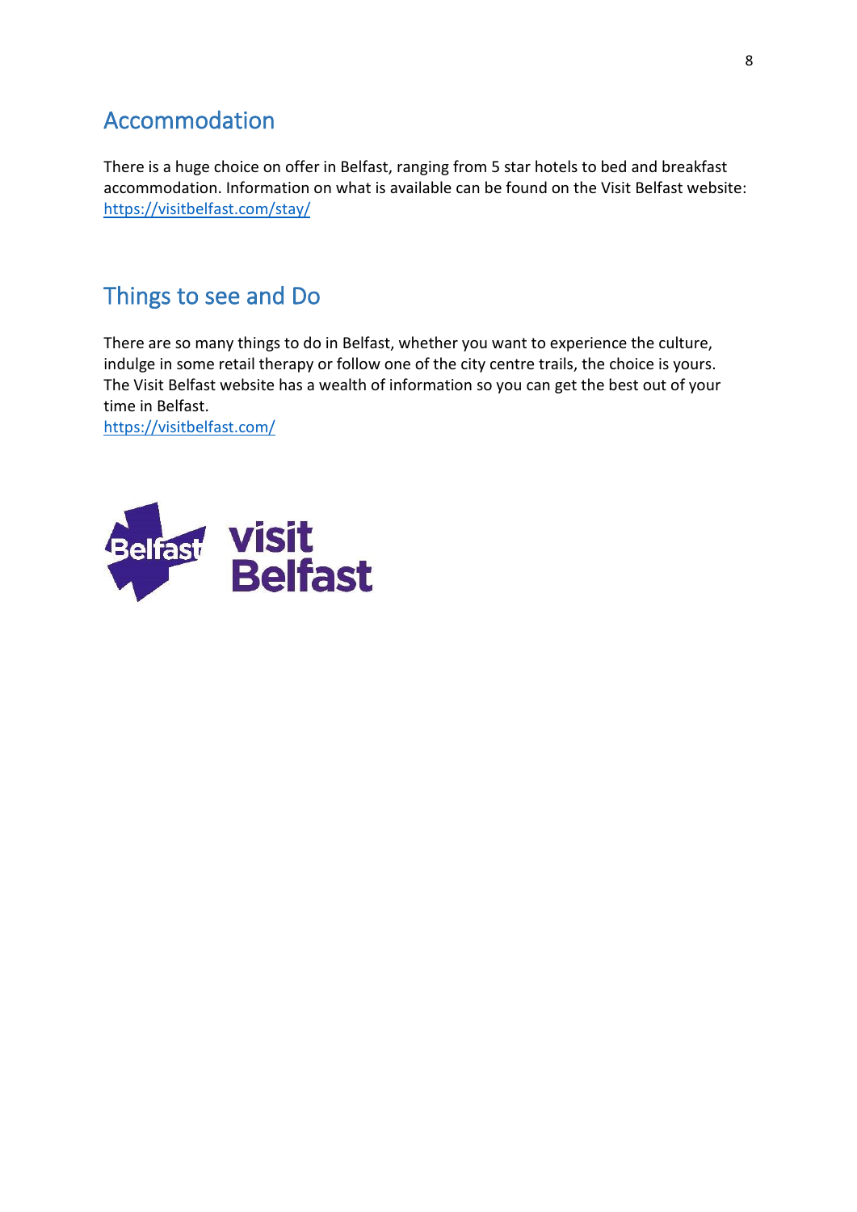## Accommodation

There is a huge choice on offer in Belfast, ranging from 5 star hotels to bed and breakfast accommodation. Information on what is available can be found on the Visit Belfast website: https://visitbelfast.com/stay/

## Things to see and Do

There are so many things to do in Belfast, whether you want to experience the culture, indulge in some retail therapy or follow one of the city centre trails, the choice is yours. The Visit Belfast website has a wealth of information so you can get the best out of your time in Belfast.
https://visitbelfast.com/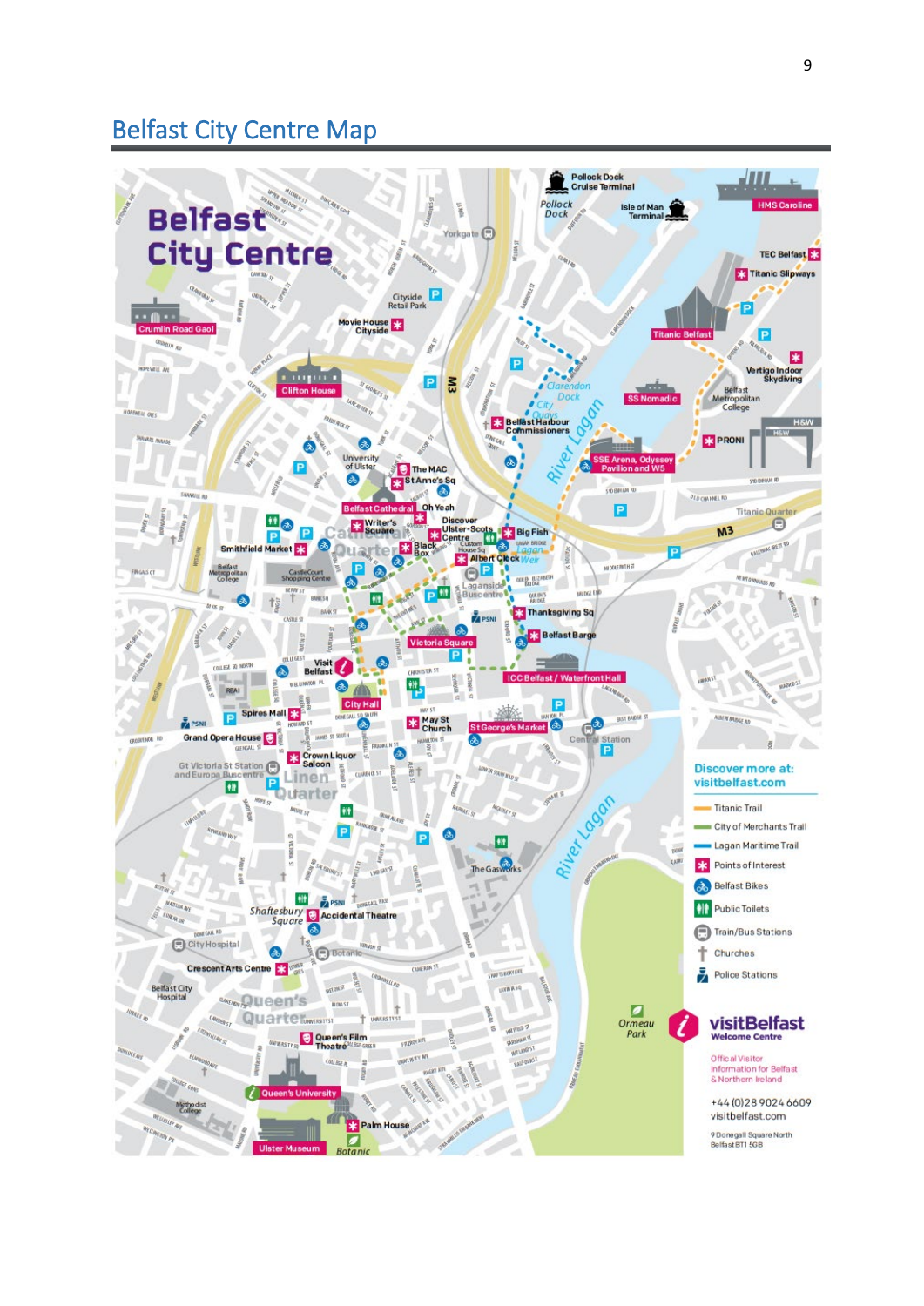# Belfast City Centre Map

**Belfast City Centre**

Discover more at:
visitbelfast.com

- Titanic Trail
- City of Merchants Trail
- Lagan Maritime Trail
- Points of Interest
- Belfast Bikes
- Public Toilets
- Train/Bus Stations
- Churches
- Police Stations

**visitBelfast**
Welcome Centre

Offical Visitor
Information for Belfast
& Northern Ireland

+44 (0)28 9024 6609
visitbelfast.com

9 Donegall Square North
Belfast BT1 5GB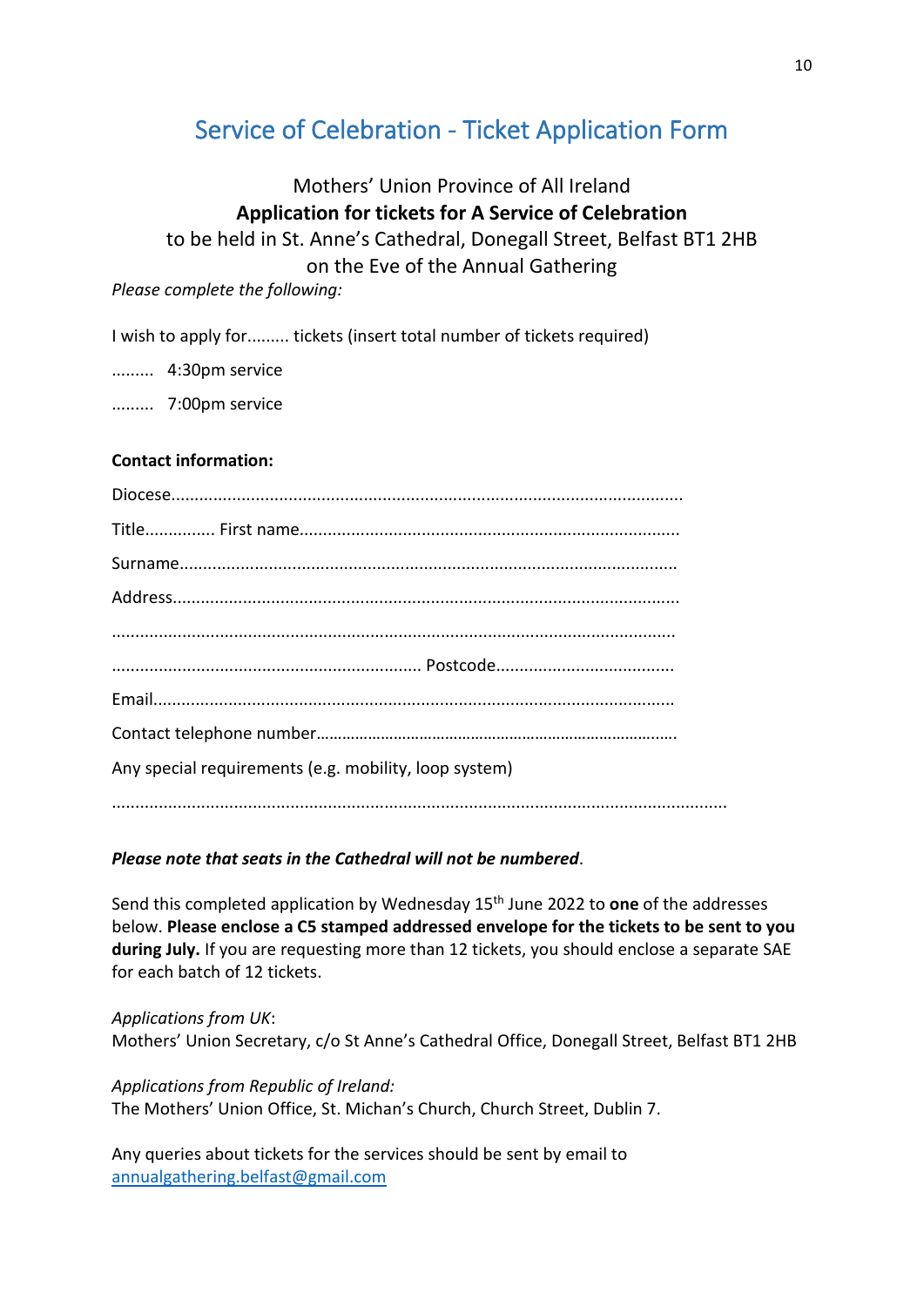# Service of Celebration - Ticket Application Form

Mothers' Union Province of All Ireland

**Application for tickets for A Service of Celebration**

to be held in St. Anne's Cathedral, Donegall Street, Belfast BT1 2HB

on the Eve of the Annual Gathering

*Please complete the following:*

I wish to apply for......... tickets (insert total number of tickets required)

......... 4:30pm service

......... 7:00pm service

**Contact information:**

Diocese...........................................................................................................

Title.............. First name................................................................................

Surname........................................................................................................

Address..........................................................................................................

.......................................................................................................................

................................................................. Postcode.....................................

Email.............................................................................................................

Contact telephone number..................................................................................

Any special requirements (e.g. mobility, loop system)

.................................................................................................................................

***Please note that seats in the Cathedral will not be numbered***.

Send this completed application by Wednesday 15th June 2022 to **one** of the addresses below. **Please enclose a C5 stamped addressed envelope for the tickets to be sent to you during July.** If you are requesting more than 12 tickets, you should enclose a separate SAE for each batch of 12 tickets.

*Applications from UK*:
Mothers' Union Secretary, c/o St Anne's Cathedral Office, Donegall Street, Belfast BT1 2HB

*Applications from Republic of Ireland:*
The Mothers' Union Office, St. Michan's Church, Church Street, Dublin 7.

Any queries about tickets for the services should be sent by email to
annualgathering.belfast@gmail.com